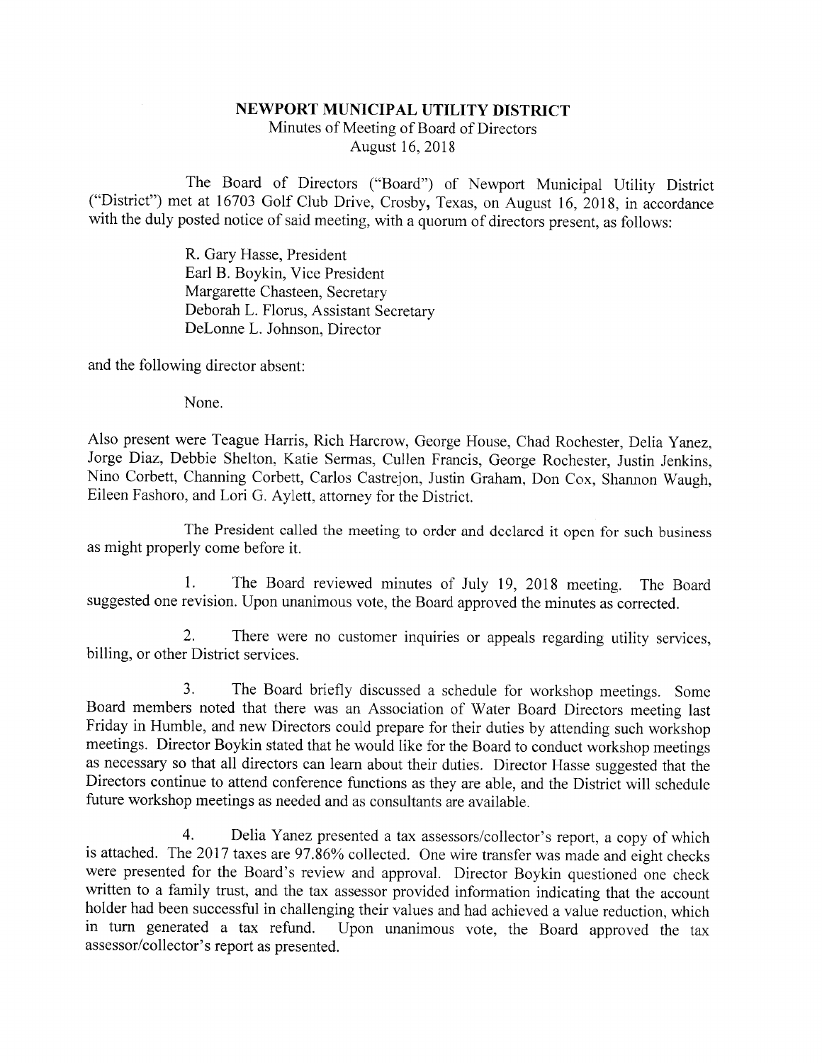# NEWPORT MUNICIPAL UTILITY DISTRICT

Minutes of Meeting of Board of Directors
August 16, 2018

The Board of Directors ("Board") of Newport Municipal Utility District ("District") met at 16703 Golf Club Drive, Crosby, Texas, on August 16, 2018, in accordance with the duly posted notice of said meeting, with a quorum of directors present, as follows:

R. Gary Hasse, President
Earl B. Boykin, Vice President
Margarette Chasteen, Secretary
Deborah L. Florus, Assistant Secretary
DeLonne L. Johnson, Director

and the following director absent:

None.

Also present were Teague Harris, Rich Harcrow, George House, Chad Rochester, Delia Yanez, Jorge Diaz, Debbie Shelton, Katie Sermas, Cullen Francis, George Rochester, Justin Jenkins, Nino Corbett, Channing Corbett, Carlos Castrejon, Justin Graham, Don Cox, Shannon Waugh, Eileen Fashoro, and Lori G. Aylett, attorney for the District.

The President called the meeting to order and declared it open for such business as might properly come before it.

1. The Board reviewed minutes of July 19, 2018 meeting. The Board suggested one revision. Upon unanimous vote, the Board approved the minutes as corrected.

2. There were no customer inquiries or appeals regarding utility services, billing, or other District services.

3. The Board briefly discussed a schedule for workshop meetings. Some Board members noted that there was an Association of Water Board Directors meeting last Friday in Humble, and new Directors could prepare for their duties by attending such workshop meetings. Director Boykin stated that he would like for the Board to conduct workshop meetings as necessary so that all directors can learn about their duties. Director Hasse suggested that the Directors continue to attend conference functions as they are able, and the District will schedule future workshop meetings as needed and as consultants are available.

4. Delia Yanez presented a tax assessors/collector's report, a copy of which is attached. The 2017 taxes are 97.86% collected. One wire transfer was made and eight checks were presented for the Board's review and approval. Director Boykin questioned one check written to a family trust, and the tax assessor provided information indicating that the account holder had been successful in challenging their values and had achieved a value reduction, which in turn generated a tax refund. Upon unanimous vote, the Board approved the tax assessor/collector's report as presented.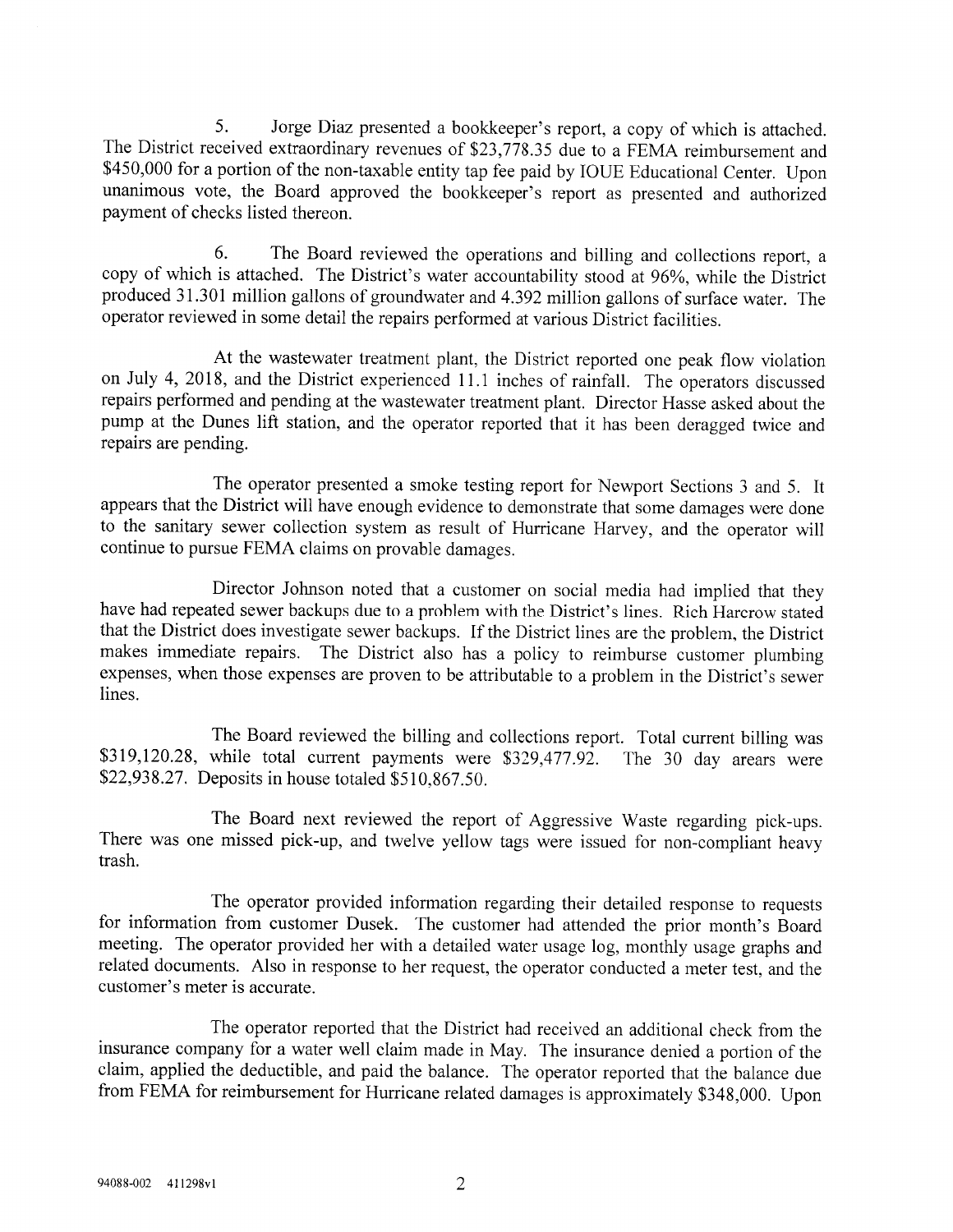5. Jorge Diaz presented a bookkeeper's report, a copy of which is attached. The District received extraordinary revenues of $23,778.35 due to a FEMA reimbursement and $450,000 for a portion of the non-taxable entity tap fee paid by IOUE Educational Center. Upon unanimous vote, the Board approved the bookkeeper's report as presented and authorized payment of checks listed thereon.

6. The Board reviewed the operations and billing and collections report, a copy of which is attached. The District's water accountability stood at 96%, while the District produced 31.301 million gallons of groundwater and 4.392 million gallons of surface water. The operator reviewed in some detail the repairs performed at various District facilities.

At the wastewater treatment plant, the District reported one peak flow violation on July 4, 2018, and the District experienced 11.1 inches of rainfall. The operators discussed repairs performed and pending at the wastewater treatment plant. Director Hasse asked about the pump at the Dunes lift station, and the operator reported that it has been deragged twice and repairs are pending.

The operator presented a smoke testing report for Newport Sections 3 and 5. It appears that the District will have enough evidence to demonstrate that some damages were done to the sanitary sewer collection system as result of Hurricane Harvey, and the operator will continue to pursue FEMA claims on provable damages.

Director Johnson noted that a customer on social media had implied that they have had repeated sewer backups due to a problem with the District's lines. Rich Harcrow stated that the District does investigate sewer backups. If the District lines are the problem, the District makes immediate repairs. The District also has a policy to reimburse customer plumbing expenses, when those expenses are proven to be attributable to a problem in the District's sewer lines.

The Board reviewed the billing and collections report. Total current billing was $319,120.28, while total current payments were $329,477.92. The 30 day arears were $22,938.27. Deposits in house totaled $510,867.50.

The Board next reviewed the report of Aggressive Waste regarding pick-ups. There was one missed pick-up, and twelve yellow tags were issued for non-compliant heavy trash.

The operator provided information regarding their detailed response to requests for information from customer Dusek. The customer had attended the prior month's Board meeting. The operator provided her with a detailed water usage log, monthly usage graphs and related documents. Also in response to her request, the operator conducted a meter test, and the customer's meter is accurate.

The operator reported that the District had received an additional check from the insurance company for a water well claim made in May. The insurance denied a portion of the claim, applied the deductible, and paid the balance. The operator reported that the balance due from FEMA for reimbursement for Hurricane related damages is approximately $348,000. Upon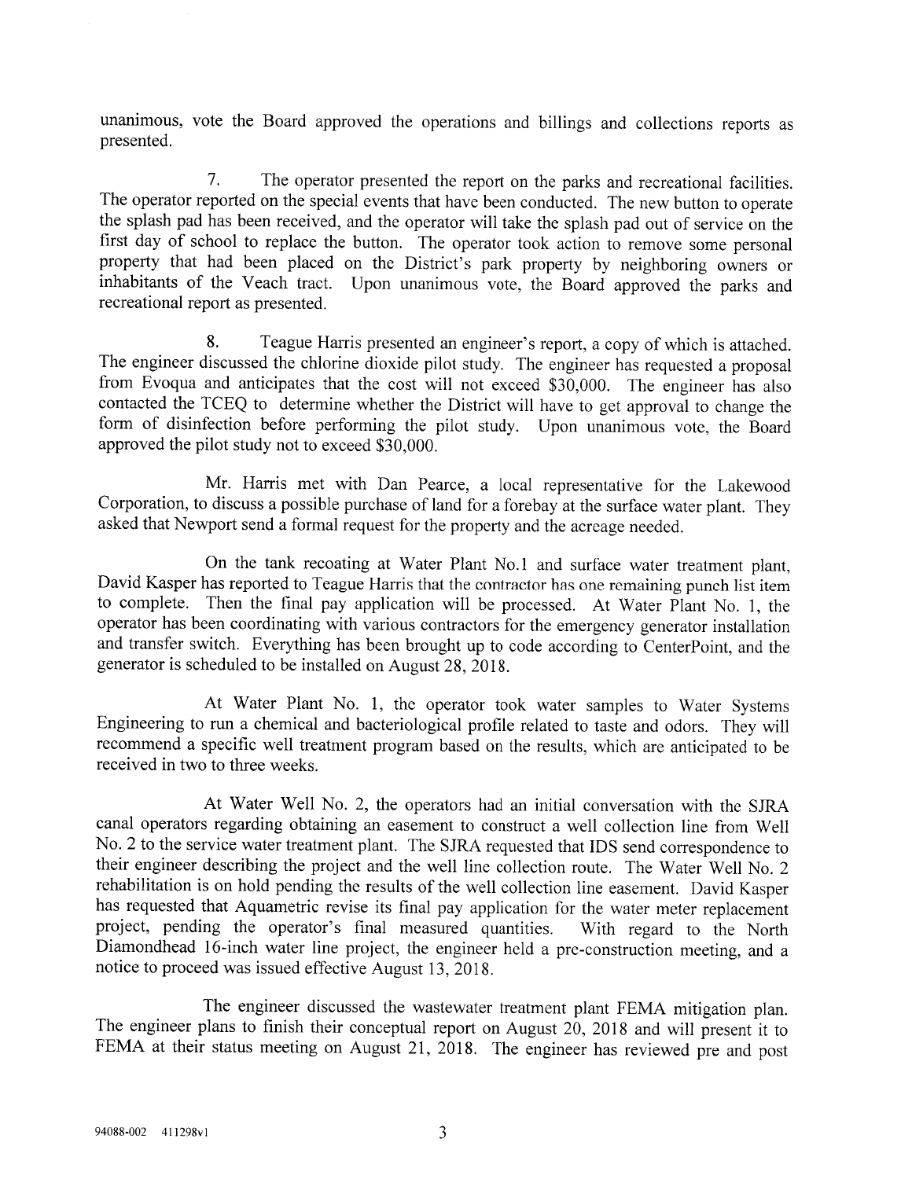unanimous, vote the Board approved the operations and billings and collections reports as presented.

7. The operator presented the report on the parks and recreational facilities. The operator reported on the special events that have been conducted. The new button to operate the splash pad has been received, and the operator will take the splash pad out of service on the first day of school to replace the button. The operator took action to remove some personal property that had been placed on the District's park property by neighboring owners or inhabitants of the Veach tract. Upon unanimous vote, the Board approved the parks and recreational report as presented.

8. Teague Harris presented an engineer's report, a copy of which is attached. The engineer discussed the chlorine dioxide pilot study. The engineer has requested a proposal from Evoqua and anticipates that the cost will not exceed $30,000. The engineer has also contacted the TCEQ to determine whether the District will have to get approval to change the form of disinfection before performing the pilot study. Upon unanimous vote, the Board approved the pilot study not to exceed $30,000.

Mr. Harris met with Dan Pearce, a local representative for the Lakewood Corporation, to discuss a possible purchase of land for a forebay at the surface water plant. They asked that Newport send a formal request for the property and the acreage needed.

On the tank recoating at Water Plant No.1 and surface water treatment plant, David Kasper has reported to Teague Harris that the contractor has one remaining punch list item to complete. Then the final pay application will be processed. At Water Plant No. 1, the operator has been coordinating with various contractors for the emergency generator installation and transfer switch. Everything has been brought up to code according to CenterPoint, and the generator is scheduled to be installed on August 28, 2018.

At Water Plant No. 1, the operator took water samples to Water Systems Engineering to run a chemical and bacteriological profile related to taste and odors. They will recommend a specific well treatment program based on the results, which are anticipated to be received in two to three weeks.

At Water Well No. 2, the operators had an initial conversation with the SJRA canal operators regarding obtaining an easement to construct a well collection line from Well No. 2 to the service water treatment plant. The SJRA requested that IDS send correspondence to their engineer describing the project and the well line collection route. The Water Well No. 2 rehabilitation is on hold pending the results of the well collection line easement. David Kasper has requested that Aquametric revise its final pay application for the water meter replacement project, pending the operator's final measured quantities. With regard to the North Diamondhead 16-inch water line project, the engineer held a pre-construction meeting, and a notice to proceed was issued effective August 13, 2018.

The engineer discussed the wastewater treatment plant FEMA mitigation plan. The engineer plans to finish their conceptual report on August 20, 2018 and will present it to FEMA at their status meeting on August 21, 2018. The engineer has reviewed pre and post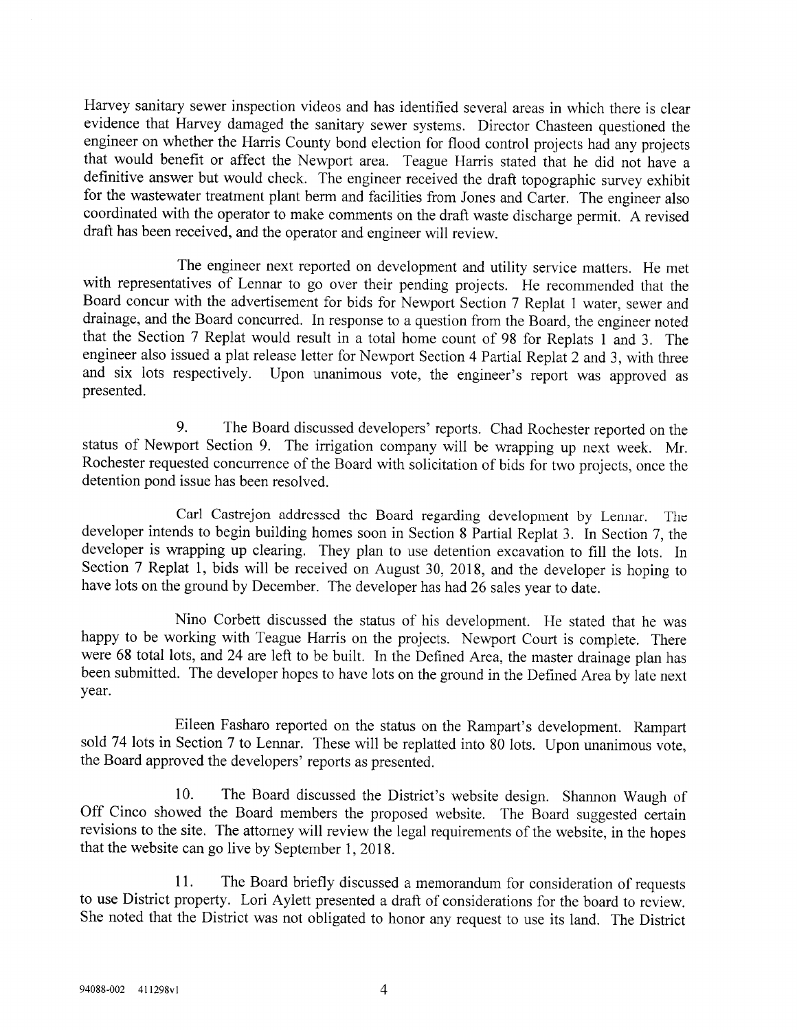Harvey sanitary sewer inspection videos and has identified several areas in which there is clear evidence that Harvey damaged the sanitary sewer systems. Director Chasteen questioned the engineer on whether the Harris County bond election for flood control projects had any projects that would benefit or affect the Newport area. Teague Harris stated that he did not have a definitive answer but would check. The engineer received the draft topographic survey exhibit for the wastewater treatment plant berm and facilities from Jones and Carter. The engineer also coordinated with the operator to make comments on the draft waste discharge permit. A revised draft has been received, and the operator and engineer will review.

The engineer next reported on development and utility service matters. He met with representatives of Lennar to go over their pending projects. He recommended that the Board concur with the advertisement for bids for Newport Section 7 Replat 1 water, sewer and drainage, and the Board concurred. In response to a question from the Board, the engineer noted that the Section 7 Replat would result in a total home count of 98 for Replats 1 and 3. The engineer also issued a plat release letter for Newport Section 4 Partial Replat 2 and 3, with three and six lots respectively. Upon unanimous vote, the engineer's report was approved as presented.

9. The Board discussed developers' reports. Chad Rochester reported on the status of Newport Section 9. The irrigation company will be wrapping up next week. Mr. Rochester requested concurrence of the Board with solicitation of bids for two projects, once the detention pond issue has been resolved.

Carl Castrejon addressed the Board regarding development by Lennar. The developer intends to begin building homes soon in Section 8 Partial Replat 3. In Section 7, the developer is wrapping up clearing. They plan to use detention excavation to fill the lots. In Section 7 Replat 1, bids will be received on August 30, 2018, and the developer is hoping to have lots on the ground by December. The developer has had 26 sales year to date.

Nino Corbett discussed the status of his development. He stated that he was happy to be working with Teague Harris on the projects. Newport Court is complete. There were 68 total lots, and 24 are left to be built. In the Defined Area, the master drainage plan has been submitted. The developer hopes to have lots on the ground in the Defined Area by late next year.

Eileen Fasharo reported on the status on the Rampart's development. Rampart sold 74 lots in Section 7 to Lennar. These will be replatted into 80 lots. Upon unanimous vote, the Board approved the developers' reports as presented.

10. The Board discussed the District's website design. Shannon Waugh of Off Cinco showed the Board members the proposed website. The Board suggested certain revisions to the site. The attorney will review the legal requirements of the website, in the hopes that the website can go live by September 1, 2018.

11. The Board briefly discussed a memorandum for consideration of requests to use District property. Lori Aylett presented a draft of considerations for the board to review. She noted that the District was not obligated to honor any request to use its land. The District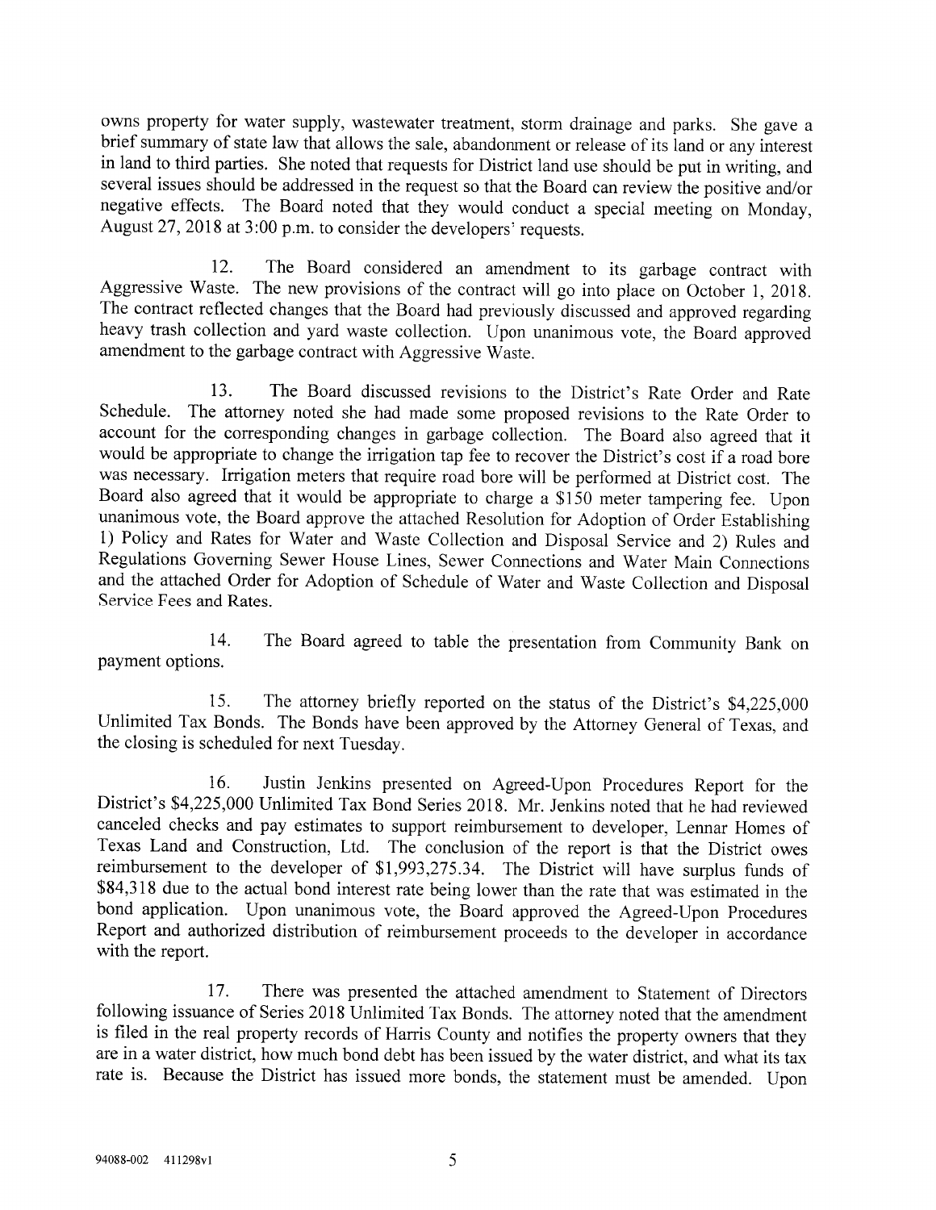owns property for water supply, wastewater treatment, storm drainage and parks. She gave a brief summary of state law that allows the sale, abandonment or release of its land or any interest in land to third parties. She noted that requests for District land use should be put in writing, and several issues should be addressed in the request so that the Board can review the positive and/or negative effects. The Board noted that they would conduct a special meeting on Monday, August 27, 2018 at 3:00 p.m. to consider the developers' requests.

12. The Board considered an amendment to its garbage contract with Aggressive Waste. The new provisions of the contract will go into place on October 1, 2018. The contract reflected changes that the Board had previously discussed and approved regarding heavy trash collection and yard waste collection. Upon unanimous vote, the Board approved amendment to the garbage contract with Aggressive Waste.

13. The Board discussed revisions to the District's Rate Order and Rate Schedule. The attorney noted she had made some proposed revisions to the Rate Order to account for the corresponding changes in garbage collection. The Board also agreed that it would be appropriate to change the irrigation tap fee to recover the District's cost if a road bore was necessary. Irrigation meters that require road bore will be performed at District cost. The Board also agreed that it would be appropriate to charge a $150 meter tampering fee. Upon unanimous vote, the Board approve the attached Resolution for Adoption of Order Establishing 1) Policy and Rates for Water and Waste Collection and Disposal Service and 2) Rules and Regulations Governing Sewer House Lines, Sewer Connections and Water Main Connections and the attached Order for Adoption of Schedule of Water and Waste Collection and Disposal Service Fees and Rates.

14. The Board agreed to table the presentation from Community Bank on payment options.

15. The attorney briefly reported on the status of the District's $4,225,000 Unlimited Tax Bonds. The Bonds have been approved by the Attorney General of Texas, and the closing is scheduled for next Tuesday.

16. Justin Jenkins presented on Agreed-Upon Procedures Report for the District's $4,225,000 Unlimited Tax Bond Series 2018. Mr. Jenkins noted that he had reviewed canceled checks and pay estimates to support reimbursement to developer, Lennar Homes of Texas Land and Construction, Ltd. The conclusion of the report is that the District owes reimbursement to the developer of $1,993,275.34. The District will have surplus funds of $84,318 due to the actual bond interest rate being lower than the rate that was estimated in the bond application. Upon unanimous vote, the Board approved the Agreed-Upon Procedures Report and authorized distribution of reimbursement proceeds to the developer in accordance with the report.

17. There was presented the attached amendment to Statement of Directors following issuance of Series 2018 Unlimited Tax Bonds. The attorney noted that the amendment is filed in the real property records of Harris County and notifies the property owners that they are in a water district, how much bond debt has been issued by the water district, and what its tax rate is. Because the District has issued more bonds, the statement must be amended. Upon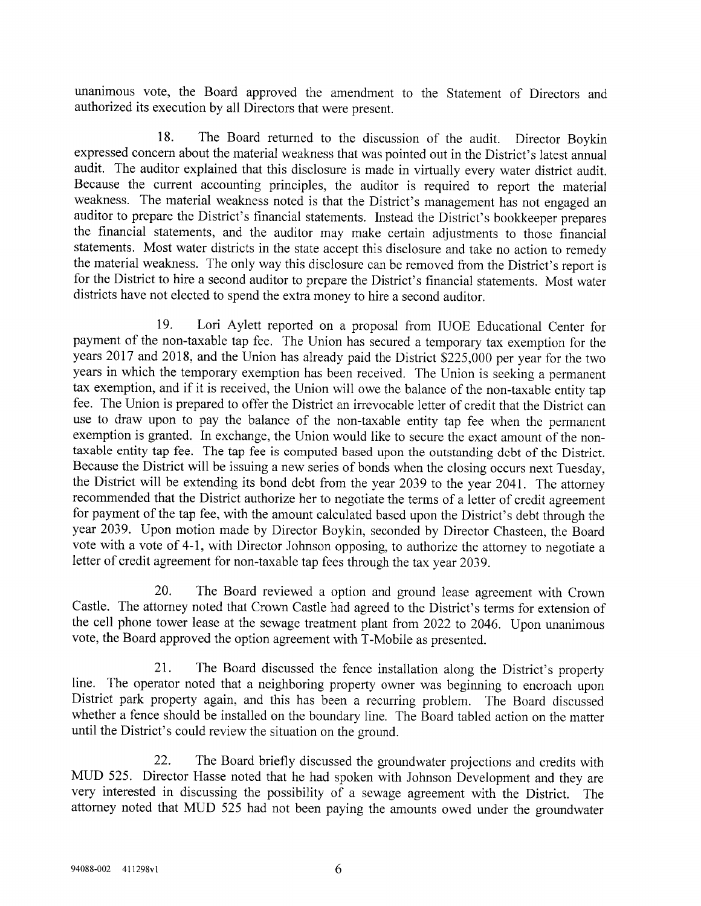unanimous vote, the Board approved the amendment to the Statement of Directors and authorized its execution by all Directors that were present.

18. The Board returned to the discussion of the audit. Director Boykin expressed concern about the material weakness that was pointed out in the District's latest annual audit. The auditor explained that this disclosure is made in virtually every water district audit. Because the current accounting principles, the auditor is required to report the material weakness. The material weakness noted is that the District's management has not engaged an auditor to prepare the District's financial statements. Instead the District's bookkeeper prepares the financial statements, and the auditor may make certain adjustments to those financial statements. Most water districts in the state accept this disclosure and take no action to remedy the material weakness. The only way this disclosure can be removed from the District's report is for the District to hire a second auditor to prepare the District's financial statements. Most water districts have not elected to spend the extra money to hire a second auditor.

19. Lori Aylett reported on a proposal from IUOE Educational Center for payment of the non-taxable tap fee. The Union has secured a temporary tax exemption for the years 2017 and 2018, and the Union has already paid the District $225,000 per year for the two years in which the temporary exemption has been received. The Union is seeking a permanent tax exemption, and if it is received, the Union will owe the balance of the non-taxable entity tap fee. The Union is prepared to offer the District an irrevocable letter of credit that the District can use to draw upon to pay the balance of the non-taxable entity tap fee when the permanent exemption is granted. In exchange, the Union would like to secure the exact amount of the non-taxable entity tap fee. The tap fee is computed based upon the outstanding debt of the District. Because the District will be issuing a new series of bonds when the closing occurs next Tuesday, the District will be extending its bond debt from the year 2039 to the year 2041. The attorney recommended that the District authorize her to negotiate the terms of a letter of credit agreement for payment of the tap fee, with the amount calculated based upon the District's debt through the year 2039. Upon motion made by Director Boykin, seconded by Director Chasteen, the Board vote with a vote of 4-1, with Director Johnson opposing, to authorize the attorney to negotiate a letter of credit agreement for non-taxable tap fees through the tax year 2039.

20. The Board reviewed a option and ground lease agreement with Crown Castle. The attorney noted that Crown Castle had agreed to the District's terms for extension of the cell phone tower lease at the sewage treatment plant from 2022 to 2046. Upon unanimous vote, the Board approved the option agreement with T-Mobile as presented.

21. The Board discussed the fence installation along the District's property line. The operator noted that a neighboring property owner was beginning to encroach upon District park property again, and this has been a recurring problem. The Board discussed whether a fence should be installed on the boundary line. The Board tabled action on the matter until the District's could review the situation on the ground.

22. The Board briefly discussed the groundwater projections and credits with MUD 525. Director Hasse noted that he had spoken with Johnson Development and they are very interested in discussing the possibility of a sewage agreement with the District. The attorney noted that MUD 525 had not been paying the amounts owed under the groundwater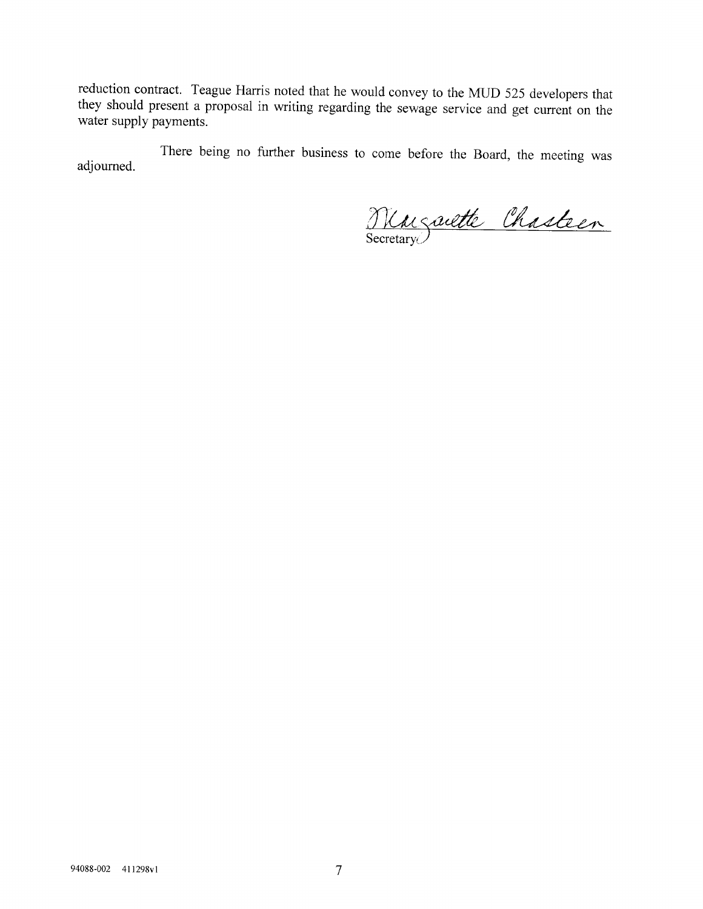reduction contract. Teague Harris noted that he would convey to the MUD 525 developers that they should present a proposal in writing regarding the sewage service and get current on the water supply payments.

There being no further business to come before the Board, the meeting was adjourned.

Margarette Chasteen
Secretary

94088-002 411298v1